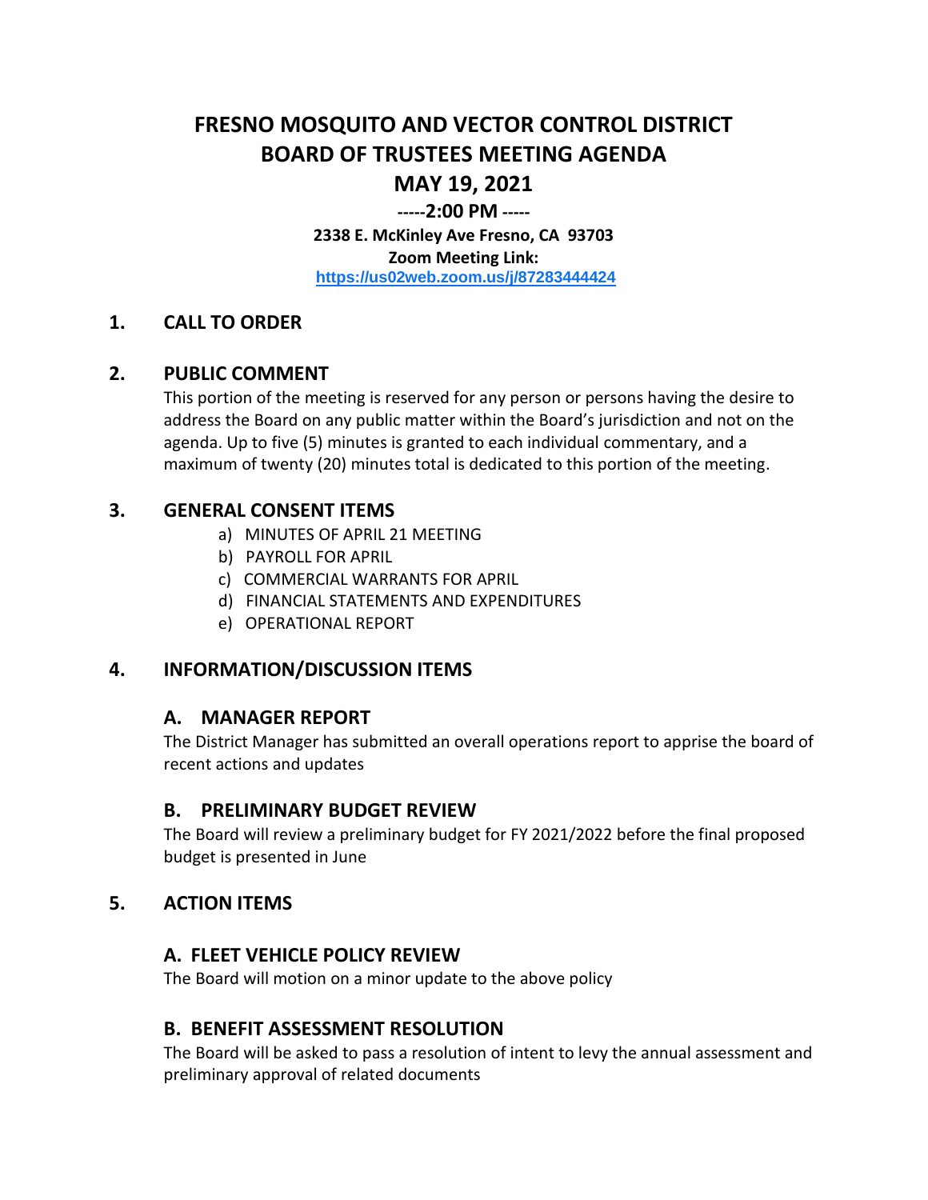# FRESNO MOSQUITO AND VECTOR CONTROL DISTRICT
# BOARD OF TRUSTEES MEETING AGENDA
# MAY 19, 2021

**-----2:00 PM -----**

**2338 E. McKinley Ave Fresno, CA 93703**

**Zoom Meeting Link:**

**https://us02web.zoom.us/j/87283444424**

## 1. CALL TO ORDER

## 2. PUBLIC COMMENT

This portion of the meeting is reserved for any person or persons having the desire to address the Board on any public matter within the Board's jurisdiction and not on the agenda. Up to five (5) minutes is granted to each individual commentary, and a maximum of twenty (20) minutes total is dedicated to this portion of the meeting.

## 3. GENERAL CONSENT ITEMS

a) MINUTES OF APRIL 21 MEETING
b) PAYROLL FOR APRIL
c) COMMERCIAL WARRANTS FOR APRIL
d) FINANCIAL STATEMENTS AND EXPENDITURES
e) OPERATIONAL REPORT

## 4. INFORMATION/DISCUSSION ITEMS

### A. MANAGER REPORT

The District Manager has submitted an overall operations report to apprise the board of recent actions and updates

### B. PRELIMINARY BUDGET REVIEW

The Board will review a preliminary budget for FY 2021/2022 before the final proposed budget is presented in June

## 5. ACTION ITEMS

### A. FLEET VEHICLE POLICY REVIEW

The Board will motion on a minor update to the above policy

### B. BENEFIT ASSESSMENT RESOLUTION

The Board will be asked to pass a resolution of intent to levy the annual assessment and preliminary approval of related documents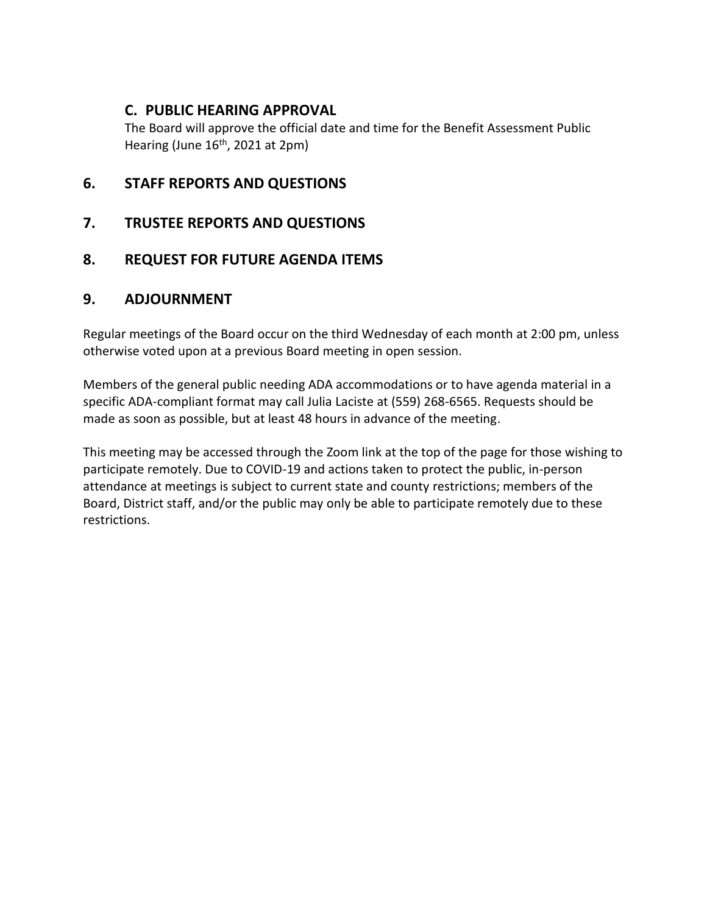### C. PUBLIC HEARING APPROVAL

The Board will approve the official date and time for the Benefit Assessment Public Hearing (June 16th, 2021 at 2pm)

## 6. STAFF REPORTS AND QUESTIONS

## 7. TRUSTEE REPORTS AND QUESTIONS

## 8. REQUEST FOR FUTURE AGENDA ITEMS

## 9. ADJOURNMENT

Regular meetings of the Board occur on the third Wednesday of each month at 2:00 pm, unless otherwise voted upon at a previous Board meeting in open session.

Members of the general public needing ADA accommodations or to have agenda material in a specific ADA-compliant format may call Julia Laciste at (559) 268-6565. Requests should be made as soon as possible, but at least 48 hours in advance of the meeting.

This meeting may be accessed through the Zoom link at the top of the page for those wishing to participate remotely. Due to COVID-19 and actions taken to protect the public, in-person attendance at meetings is subject to current state and county restrictions; members of the Board, District staff, and/or the public may only be able to participate remotely due to these restrictions.